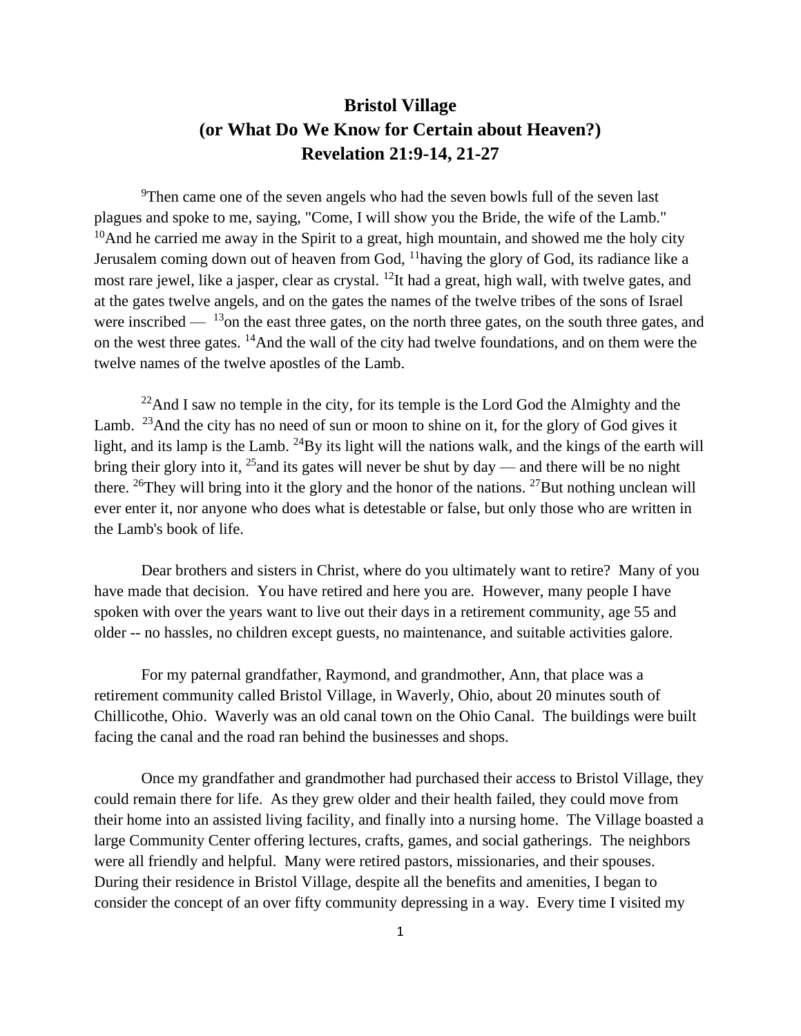# Bristol Village
# (or What Do We Know for Certain about Heaven?)
# Revelation 21:9-14, 21-27

[9]Then came one of the seven angels who had the seven bowls full of the seven last plagues and spoke to me, saying, "Come, I will show you the Bride, the wife of the Lamb." [10]And he carried me away in the Spirit to a great, high mountain, and showed me the holy city Jerusalem coming down out of heaven from God, [11]having the glory of God, its radiance like a most rare jewel, like a jasper, clear as crystal. [12]It had a great, high wall, with twelve gates, and at the gates twelve angels, and on the gates the names of the twelve tribes of the sons of Israel were inscribed — [13]on the east three gates, on the north three gates, on the south three gates, and on the west three gates. [14]And the wall of the city had twelve foundations, and on them were the twelve names of the twelve apostles of the Lamb.

[22]And I saw no temple in the city, for its temple is the Lord God the Almighty and the Lamb. [23]And the city has no need of sun or moon to shine on it, for the glory of God gives it light, and its lamp is the Lamb. [24]By its light will the nations walk, and the kings of the earth will bring their glory into it, [25]and its gates will never be shut by day — and there will be no night there. [26]They will bring into it the glory and the honor of the nations. [27]But nothing unclean will ever enter it, nor anyone who does what is detestable or false, but only those who are written in the Lamb's book of life.

Dear brothers and sisters in Christ, where do you ultimately want to retire? Many of you have made that decision. You have retired and here you are. However, many people I have spoken with over the years want to live out their days in a retirement community, age 55 and older -- no hassles, no children except guests, no maintenance, and suitable activities galore.

For my paternal grandfather, Raymond, and grandmother, Ann, that place was a retirement community called Bristol Village, in Waverly, Ohio, about 20 minutes south of Chillicothe, Ohio. Waverly was an old canal town on the Ohio Canal. The buildings were built facing the canal and the road ran behind the businesses and shops.

Once my grandfather and grandmother had purchased their access to Bristol Village, they could remain there for life. As they grew older and their health failed, they could move from their home into an assisted living facility, and finally into a nursing home. The Village boasted a large Community Center offering lectures, crafts, games, and social gatherings. The neighbors were all friendly and helpful. Many were retired pastors, missionaries, and their spouses. During their residence in Bristol Village, despite all the benefits and amenities, I began to consider the concept of an over fifty community depressing in a way. Every time I visited my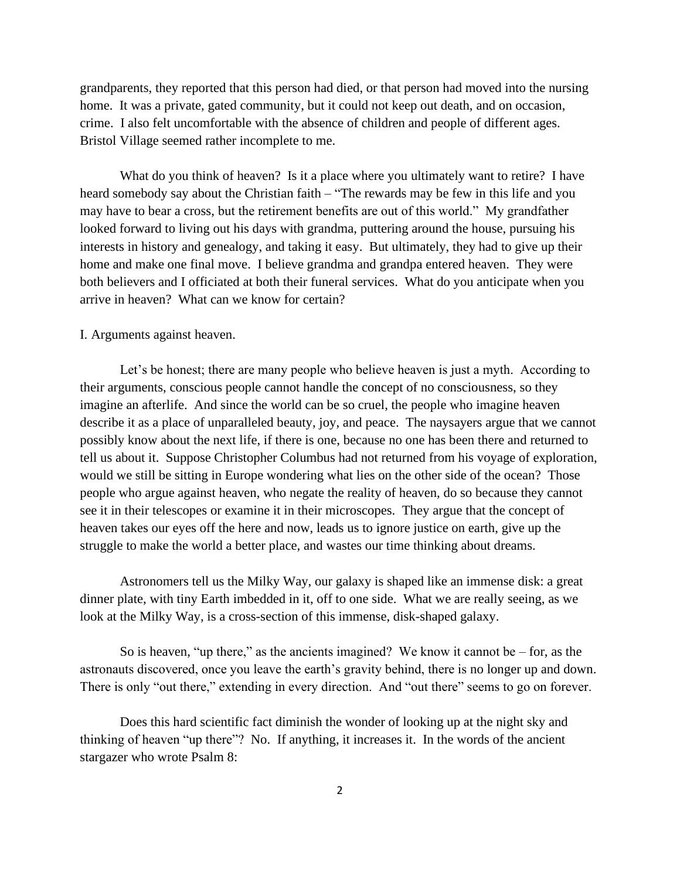grandparents, they reported that this person had died, or that person had moved into the nursing home. It was a private, gated community, but it could not keep out death, and on occasion, crime. I also felt uncomfortable with the absence of children and people of different ages. Bristol Village seemed rather incomplete to me.

What do you think of heaven? Is it a place where you ultimately want to retire? I have heard somebody say about the Christian faith – "The rewards may be few in this life and you may have to bear a cross, but the retirement benefits are out of this world." My grandfather looked forward to living out his days with grandma, puttering around the house, pursuing his interests in history and genealogy, and taking it easy. But ultimately, they had to give up their home and make one final move. I believe grandma and grandpa entered heaven. They were both believers and I officiated at both their funeral services. What do you anticipate when you arrive in heaven? What can we know for certain?

I. Arguments against heaven.

Let's be honest; there are many people who believe heaven is just a myth. According to their arguments, conscious people cannot handle the concept of no consciousness, so they imagine an afterlife. And since the world can be so cruel, the people who imagine heaven describe it as a place of unparalleled beauty, joy, and peace. The naysayers argue that we cannot possibly know about the next life, if there is one, because no one has been there and returned to tell us about it. Suppose Christopher Columbus had not returned from his voyage of exploration, would we still be sitting in Europe wondering what lies on the other side of the ocean? Those people who argue against heaven, who negate the reality of heaven, do so because they cannot see it in their telescopes or examine it in their microscopes. They argue that the concept of heaven takes our eyes off the here and now, leads us to ignore justice on earth, give up the struggle to make the world a better place, and wastes our time thinking about dreams.

Astronomers tell us the Milky Way, our galaxy is shaped like an immense disk: a great dinner plate, with tiny Earth imbedded in it, off to one side. What we are really seeing, as we look at the Milky Way, is a cross-section of this immense, disk-shaped galaxy.

So is heaven, "up there," as the ancients imagined? We know it cannot be – for, as the astronauts discovered, once you leave the earth's gravity behind, there is no longer up and down. There is only "out there," extending in every direction. And "out there" seems to go on forever.

Does this hard scientific fact diminish the wonder of looking up at the night sky and thinking of heaven "up there"? No. If anything, it increases it. In the words of the ancient stargazer who wrote Psalm 8: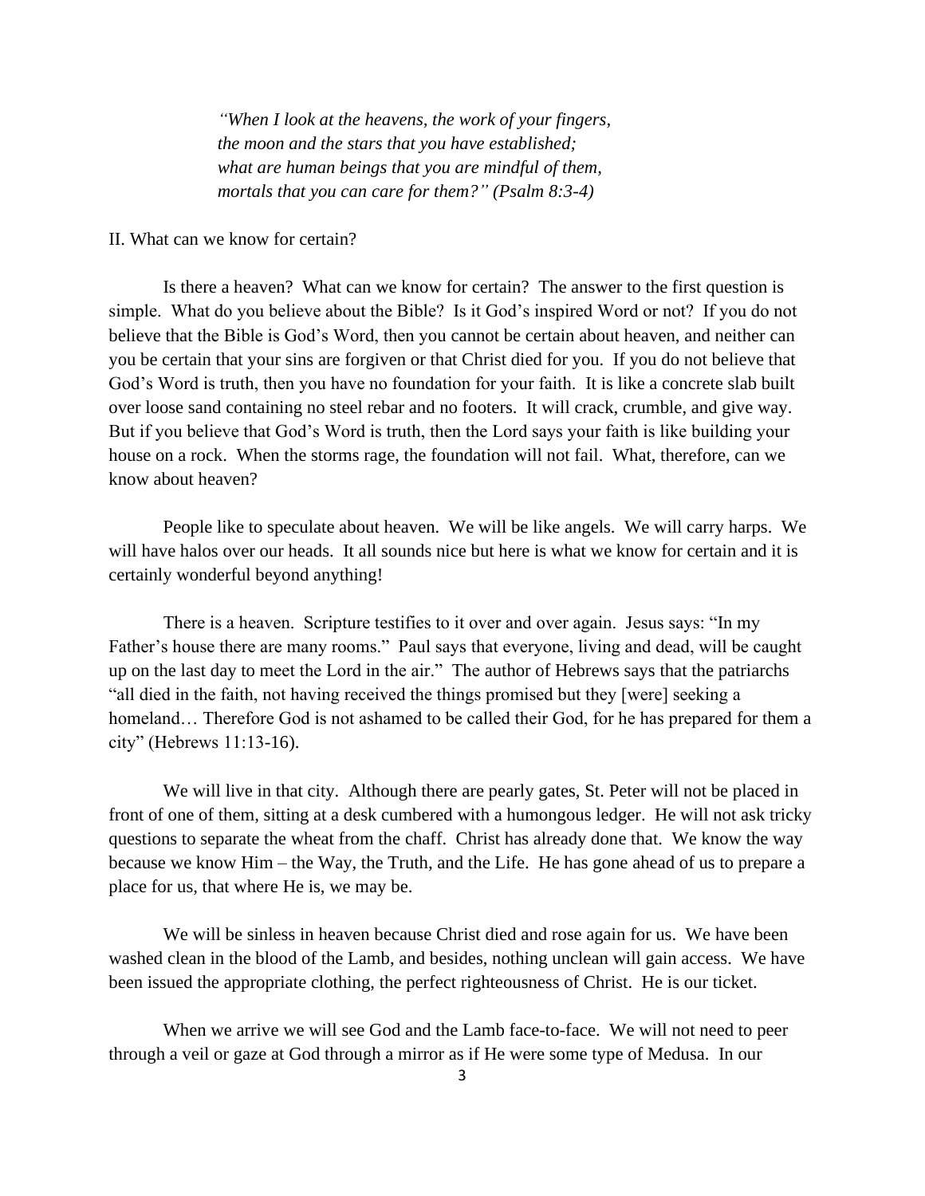> *"When I look at the heavens, the work of your fingers,*
> *the moon and the stars that you have established;*
> *what are human beings that you are mindful of them,*
> *mortals that you can care for them?" (Psalm 8:3-4)*

II. What can we know for certain?

Is there a heaven? What can we know for certain? The answer to the first question is simple. What do you believe about the Bible? Is it God's inspired Word or not? If you do not believe that the Bible is God's Word, then you cannot be certain about heaven, and neither can you be certain that your sins are forgiven or that Christ died for you. If you do not believe that God's Word is truth, then you have no foundation for your faith. It is like a concrete slab built over loose sand containing no steel rebar and no footers. It will crack, crumble, and give way. But if you believe that God's Word is truth, then the Lord says your faith is like building your house on a rock. When the storms rage, the foundation will not fail. What, therefore, can we know about heaven?

People like to speculate about heaven. We will be like angels. We will carry harps. We will have halos over our heads. It all sounds nice but here is what we know for certain and it is certainly wonderful beyond anything!

There is a heaven. Scripture testifies to it over and over again. Jesus says: "In my Father's house there are many rooms." Paul says that everyone, living and dead, will be caught up on the last day to meet the Lord in the air." The author of Hebrews says that the patriarchs "all died in the faith, not having received the things promised but they [were] seeking a homeland… Therefore God is not ashamed to be called their God, for he has prepared for them a city" (Hebrews 11:13-16).

We will live in that city. Although there are pearly gates, St. Peter will not be placed in front of one of them, sitting at a desk cumbered with a humongous ledger. He will not ask tricky questions to separate the wheat from the chaff. Christ has already done that. We know the way because we know Him – the Way, the Truth, and the Life. He has gone ahead of us to prepare a place for us, that where He is, we may be.

We will be sinless in heaven because Christ died and rose again for us. We have been washed clean in the blood of the Lamb, and besides, nothing unclean will gain access. We have been issued the appropriate clothing, the perfect righteousness of Christ. He is our ticket.

When we arrive we will see God and the Lamb face-to-face. We will not need to peer through a veil or gaze at God through a mirror as if He were some type of Medusa. In our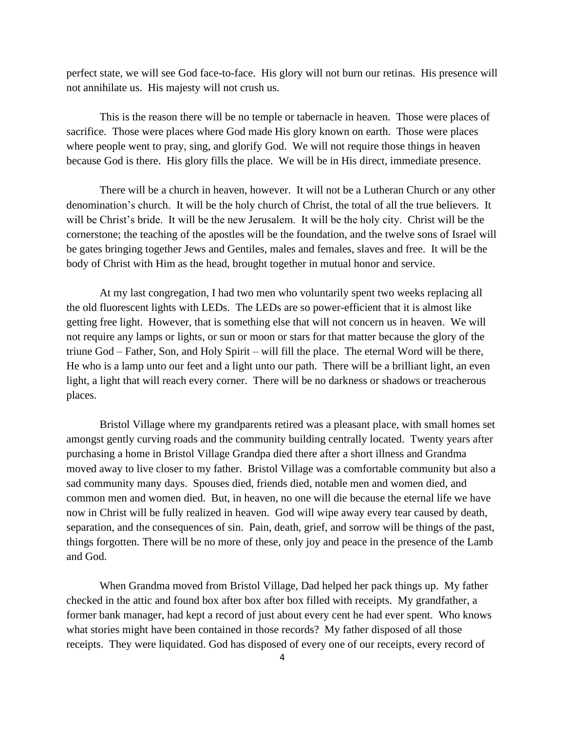perfect state, we will see God face-to-face. His glory will not burn our retinas. His presence will not annihilate us. His majesty will not crush us.

This is the reason there will be no temple or tabernacle in heaven. Those were places of sacrifice. Those were places where God made His glory known on earth. Those were places where people went to pray, sing, and glorify God. We will not require those things in heaven because God is there. His glory fills the place. We will be in His direct, immediate presence.

There will be a church in heaven, however. It will not be a Lutheran Church or any other denomination's church. It will be the holy church of Christ, the total of all the true believers. It will be Christ's bride. It will be the new Jerusalem. It will be the holy city. Christ will be the cornerstone; the teaching of the apostles will be the foundation, and the twelve sons of Israel will be gates bringing together Jews and Gentiles, males and females, slaves and free. It will be the body of Christ with Him as the head, brought together in mutual honor and service.

At my last congregation, I had two men who voluntarily spent two weeks replacing all the old fluorescent lights with LEDs. The LEDs are so power-efficient that it is almost like getting free light. However, that is something else that will not concern us in heaven. We will not require any lamps or lights, or sun or moon or stars for that matter because the glory of the triune God – Father, Son, and Holy Spirit – will fill the place. The eternal Word will be there, He who is a lamp unto our feet and a light unto our path. There will be a brilliant light, an even light, a light that will reach every corner. There will be no darkness or shadows or treacherous places.

Bristol Village where my grandparents retired was a pleasant place, with small homes set amongst gently curving roads and the community building centrally located. Twenty years after purchasing a home in Bristol Village Grandpa died there after a short illness and Grandma moved away to live closer to my father. Bristol Village was a comfortable community but also a sad community many days. Spouses died, friends died, notable men and women died, and common men and women died. But, in heaven, no one will die because the eternal life we have now in Christ will be fully realized in heaven. God will wipe away every tear caused by death, separation, and the consequences of sin. Pain, death, grief, and sorrow will be things of the past, things forgotten. There will be no more of these, only joy and peace in the presence of the Lamb and God.

When Grandma moved from Bristol Village, Dad helped her pack things up. My father checked in the attic and found box after box after box filled with receipts. My grandfather, a former bank manager, had kept a record of just about every cent he had ever spent. Who knows what stories might have been contained in those records? My father disposed of all those receipts. They were liquidated. God has disposed of every one of our receipts, every record of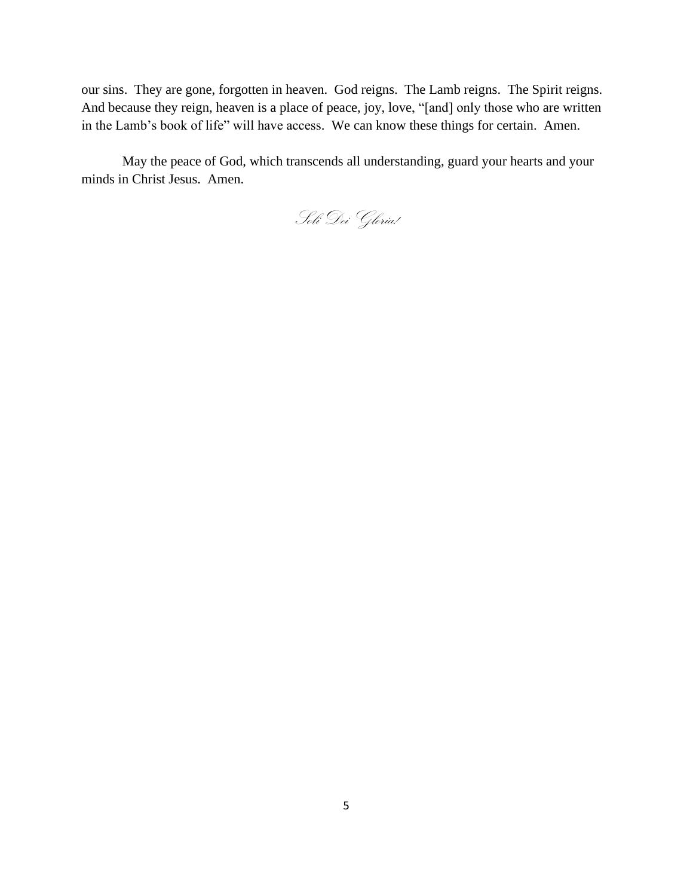our sins. They are gone, forgotten in heaven. God reigns. The Lamb reigns. The Spirit reigns. And because they reign, heaven is a place of peace, joy, love, "[and] only those who are written in the Lamb's book of life" will have access. We can know these things for certain. Amen.

May the peace of God, which transcends all understanding, guard your hearts and your minds in Christ Jesus. Amen.

*Soli Dei Gloria!*